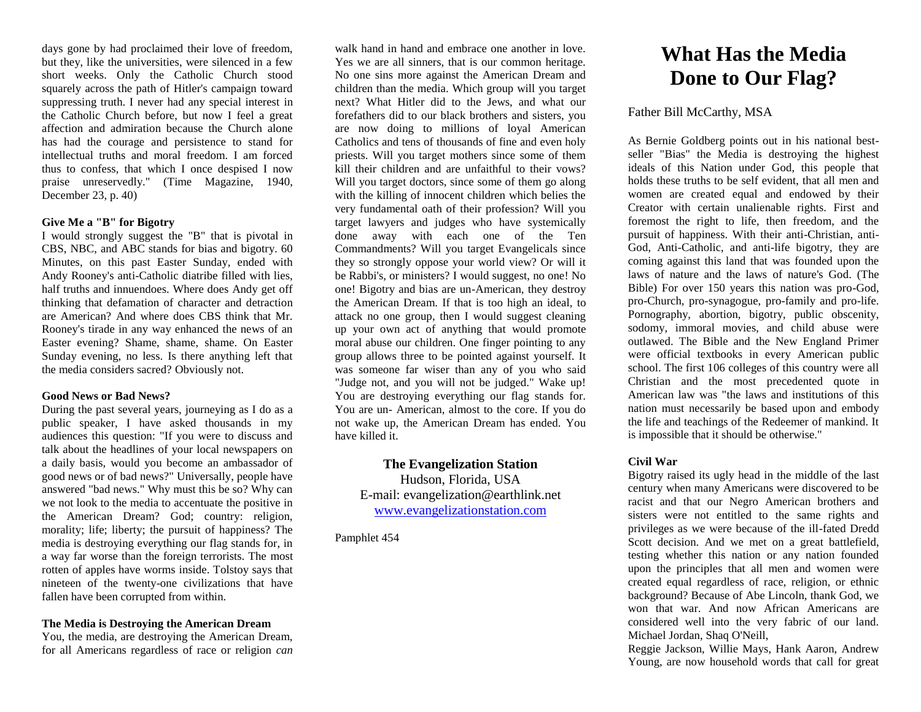days gone by had proclaimed their love of freedom, but they, like the universities, were silenced in a few short weeks. Only the Catholic Church stood squarely across the path of Hitler's campaign toward suppressing truth. I never had any special interest in the Catholic Church before, but now I feel a great affection and admiration because the Church alone has had the courage and persistence to stand for intellectual truths and moral freedom. I am forced thus to confess, that which I once despised I now praise unreservedly." (Time Magazine, 1940, December 23, p. 40)

#### Give Me a "B" for Bigotry

I would strongly suggest the "B" that is pivotal in CBS, NBC, and ABC stands for bias and bigotry. 60 Minutes, on this past Easter Sunday, ended with Andy Rooney's anti-Catholic diatribe filled with lies, half truths and innuendoes. Where does Andy get off thinking that defamation of character and detraction are American? And where does CBS think that Mr. Rooney's tirade in any way enhanced the news of an Easter evening? Shame, shame, shame. On Easter Sunday evening, no less. Is there anything left that the media considers sacred? Obviously not.

#### Good News or Bad News?

During the past several years, journeying as I do as a public speaker, I have asked thousands in my audiences this question: "If you were to discuss and talk about the headlines of your local newspapers on a daily basis, would you become an ambassador of good news or of bad news?" Universally, people have answered "bad news." Why must this be so? Why can we not look to the media to accentuate the positive in the American Dream? God; country: religion, morality; life; liberty; the pursuit of happiness? The media is destroying everything our flag stands for, in a way far worse than the foreign terrorists. The most rotten of apples have worms inside. Tolstoy says that nineteen of the twenty-one civilizations that have fallen have been corrupted from within.

#### The Media is Destroying the American Dream

You, the media, are destroying the American Dream, for all Americans regardless of race or religion *can* walk hand in hand and embrace one another in love. Yes we are all sinners, that is our common heritage. No one sins more against the American Dream and children than the media. Which group will you target next? What Hitler did to the Jews, and what our forefathers did to our black brothers and sisters, you are now doing to millions of loyal American Catholics and tens of thousands of fine and even holy priests. Will you target mothers since some of them kill their children and are unfaithful to their vows? Will you target doctors, since some of them go along with the killing of innocent children which belies the very fundamental oath of their profession? Will you target lawyers and judges who have systemically done away with each one of the Ten Commandments? Will you target Evangelicals since they so strongly oppose your world view? Or will it be Rabbi's, or ministers? I would suggest, no one! No one! Bigotry and bias are un-American, they destroy the American Dream. If that is too high an ideal, to attack no one group, then I would suggest cleaning up your own act of anything that would promote moral abuse our children. One finger pointing to any group allows three to be pointed against yourself. It was someone far wiser than any of you who said "Judge not, and you will not be judged." Wake up! You are destroying everything our flag stands for. You are un- American, almost to the core. If you do not wake up, the American Dream has ended. You have killed it.

**The Evangelization Station**
Hudson, Florida, USA
E-mail: evangelization@earthlink.net
www.evangelizationstation.com

Pamphlet 454

# What Has the Media Done to Our Flag?

Father Bill McCarthy, MSA

As Bernie Goldberg points out in his national best-seller "Bias" the Media is destroying the highest ideals of this Nation under God, this people that holds these truths to be self evident, that all men and women are created equal and endowed by their Creator with certain unalienable rights. First and foremost the right to life, then freedom, and the pursuit of happiness. With their anti-Christian, anti-God, Anti-Catholic, and anti-life bigotry, they are coming against this land that was founded upon the laws of nature and the laws of nature's God. (The Bible) For over 150 years this nation was pro-God, pro-Church, pro-synagogue, pro-family and pro-life. Pornography, abortion, bigotry, public obscenity, sodomy, immoral movies, and child abuse were outlawed. The Bible and the New England Primer were official textbooks in every American public school. The first 106 colleges of this country were all Christian and the most precedented quote in American law was "the laws and institutions of this nation must necessarily be based upon and embody the life and teachings of the Redeemer of mankind. It is impossible that it should be otherwise."

#### Civil War

Bigotry raised its ugly head in the middle of the last century when many Americans were discovered to be racist and that our Negro American brothers and sisters were not entitled to the same rights and privileges as we were because of the ill-fated Dredd Scott decision. And we met on a great battlefield, testing whether this nation or any nation founded upon the principles that all men and women were created equal regardless of race, religion, or ethnic background? Because of Abe Lincoln, thank God, we won that war. And now African Americans are considered well into the very fabric of our land. Michael Jordan, Shaq O'Neill,
Reggie Jackson, Willie Mays, Hank Aaron, Andrew Young, are now household words that call for great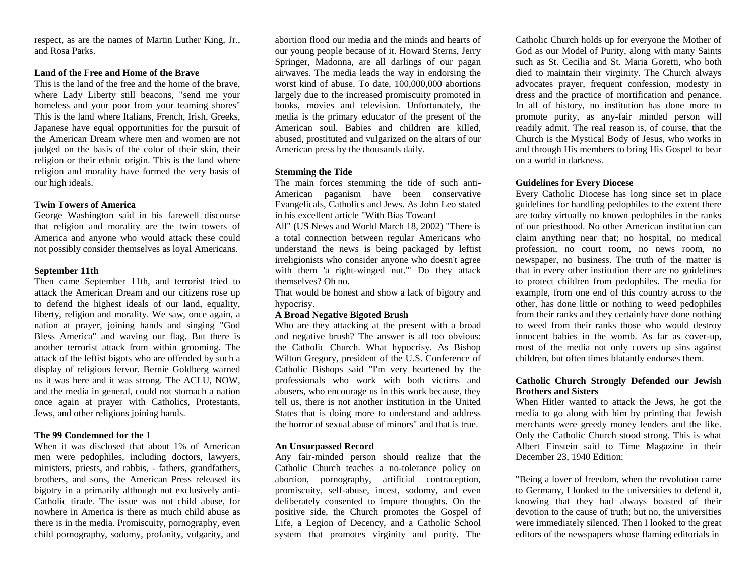respect, as are the names of Martin Luther King, Jr., and Rosa Parks.

**Land of the Free and Home of the Brave**

This is the land of the free and the home of the brave, where Lady Liberty still beacons, "send me your homeless and your poor from your teaming shores" This is the land where Italians, French, Irish, Greeks, Japanese have equal opportunities for the pursuit of the American Dream where men and women are not judged on the basis of the color of their skin, their religion or their ethnic origin. This is the land where religion and morality have formed the very basis of our high ideals.

**Twin Towers of America**

George Washington said in his farewell discourse that religion and morality are the twin towers of America and anyone who would attack these could not possibly consider themselves as loyal Americans.

**September 11th**

Then came September 11th, and terrorist tried to attack the American Dream and our citizens rose up to defend the highest ideals of our land, equality, liberty, religion and morality. We saw, once again, a nation at prayer, joining hands and singing "God Bless America" and waving our flag. But there is another terrorist attack from within grooming. The attack of the leftist bigots who are offended by such a display of religious fervor. Bernie Goldberg warned us it was here and it was strong. The ACLU, NOW, and the media in general, could not stomach a nation once again at prayer with Catholics, Protestants, Jews, and other religions joining hands.

**The 99 Condemned for the 1**

When it was disclosed that about 1% of American men were pedophiles, including doctors, lawyers, ministers, priests, and rabbis, - fathers, grandfathers, brothers, and sons, the American Press released its bigotry in a primarily although not exclusively anti-Catholic tirade. The issue was not child abuse, for nowhere in America is there as much child abuse as there is in the media. Promiscuity, pornography, even child pornography, sodomy, profanity, vulgarity, and abortion flood our media and the minds and hearts of our young people because of it. Howard Sterns, Jerry Springer, Madonna, are all darlings of our pagan airwaves. The media leads the way in endorsing the worst kind of abuse. To date, 100,000,000 abortions largely due to the increased promiscuity promoted in books, movies and television. Unfortunately, the media is the primary educator of the present of the American soul. Babies and children are killed, abused, prostituted and vulgarized on the altars of our American press by the thousands daily.

**Stemming the Tide**

The main forces stemming the tide of such anti-American paganism have been conservative Evangelicals, Catholics and Jews. As John Leo stated in his excellent article "With Bias Toward All" (US News and World March 18, 2002) "There is a total connection between regular Americans who understand the news is being packaged by leftist irreligionists who consider anyone who doesn't agree with them 'a right-winged nut.'" Do they attack themselves? Oh no.

That would be honest and show a lack of bigotry and hypocrisy.

**A Broad Negative Bigoted Brush**

Who are they attacking at the present with a broad and negative brush? The answer is all too obvious: the Catholic Church. What hypocrisy. As Bishop Wilton Gregory, president of the U.S. Conference of Catholic Bishops said "I'm very heartened by the professionals who work with both victims and abusers, who encourage us in this work because, they tell us, there is not another institution in the United States that is doing more to understand and address the horror of sexual abuse of minors" and that is true.

**An Unsurpassed Record**

Any fair-minded person should realize that the Catholic Church teaches a no-tolerance policy on abortion, pornography, artificial contraception, promiscuity, self-abuse, incest, sodomy, and even deliberately consented to impure thoughts. On the positive side, the Church promotes the Gospel of Life, a Legion of Decency, and a Catholic School system that promotes virginity and purity. The Catholic Church holds up for everyone the Mother of God as our Model of Purity, along with many Saints such as St. Cecilia and St. Maria Goretti, who both died to maintain their virginity. The Church always advocates prayer, frequent confession, modesty in dress and the practice of mortification and penance. In all of history, no institution has done more to promote purity, as any-fair minded person will readily admit. The real reason is, of course, that the Church is the Mystical Body of Jesus, who works in and through His members to bring His Gospel to bear on a world in darkness.

**Guidelines for Every Diocese**

Every Catholic Diocese has long since set in place guidelines for handling pedophiles to the extent there are today virtually no known pedophiles in the ranks of our priesthood. No other American institution can claim anything near that; no hospital, no medical profession, no court room, no news room, no newspaper, no business. The truth of the matter is that in every other institution there are no guidelines to protect children from pedophiles. The media for example, from one end of this country across to the other, has done little or nothing to weed pedophiles from their ranks and they certainly have done nothing to weed from their ranks those who would destroy innocent babies in the womb. As far as cover-up, most of the media not only covers up sins against children, but often times blatantly endorses them.

**Catholic Church Strongly Defended our Jewish Brothers and Sisters**

When Hitler wanted to attack the Jews, he got the media to go along with him by printing that Jewish merchants were greedy money lenders and the like. Only the Catholic Church stood strong. This is what Albert Einstein said to Time Magazine in their December 23, 1940 Edition:

"Being a lover of freedom, when the revolution came to Germany, I looked to the universities to defend it, knowing that they had always boasted of their devotion to the cause of truth; but no, the universities were immediately silenced. Then I looked to the great editors of the newspapers whose flaming editorials in